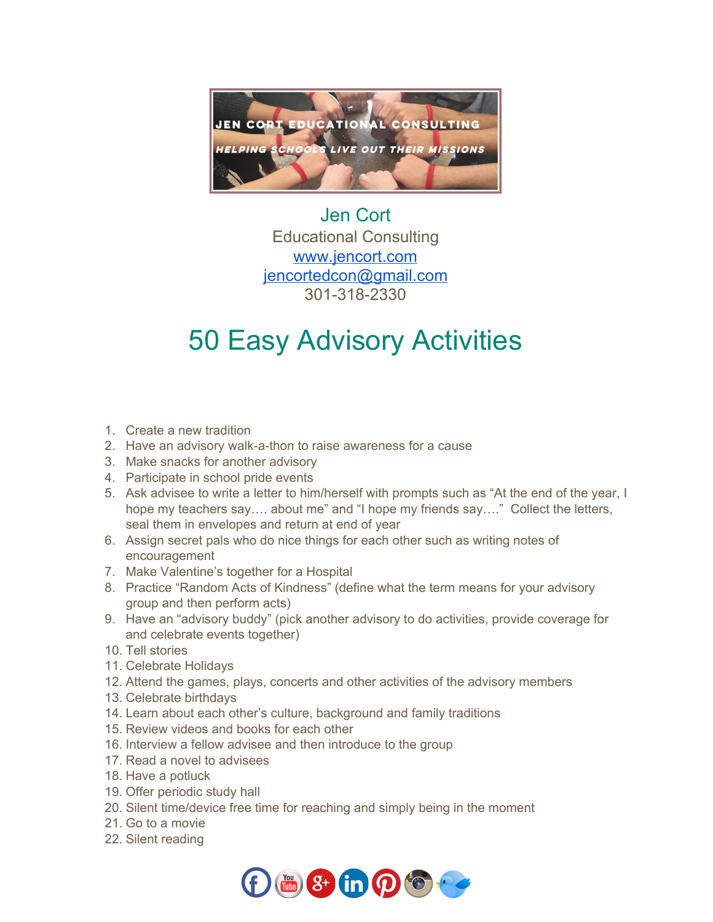Jen Cort
Educational Consulting
www.jencort.com
jencortedcon@gmail.com
301-318-2330

# 50 Easy Advisory Activities

1. Create a new tradition
2. Have an advisory walk-a-thon to raise awareness for a cause
3. Make snacks for another advisory
4. Participate in school pride events
5. Ask advisee to write a letter to him/herself with prompts such as "At the end of the year, I hope my teachers say…. about me" and "I hope my friends say…." Collect the letters, seal them in envelopes and return at end of year
6. Assign secret pals who do nice things for each other such as writing notes of encouragement
7. Make Valentine's together for a Hospital
8. Practice "Random Acts of Kindness" (define what the term means for your advisory group and then perform acts)
9. Have an "advisory buddy" (pick another advisory to do activities, provide coverage for and celebrate events together)
10. Tell stories
11. Celebrate Holidays
12. Attend the games, plays, concerts and other activities of the advisory members
13. Celebrate birthdays
14. Learn about each other's culture, background and family traditions
15. Review videos and books for each other
16. Interview a fellow advisee and then introduce to the group
17. Read a novel to advisees
18. Have a potluck
19. Offer periodic study hall
20. Silent time/device free time for reaching and simply being in the moment
21. Go to a movie
22. Silent reading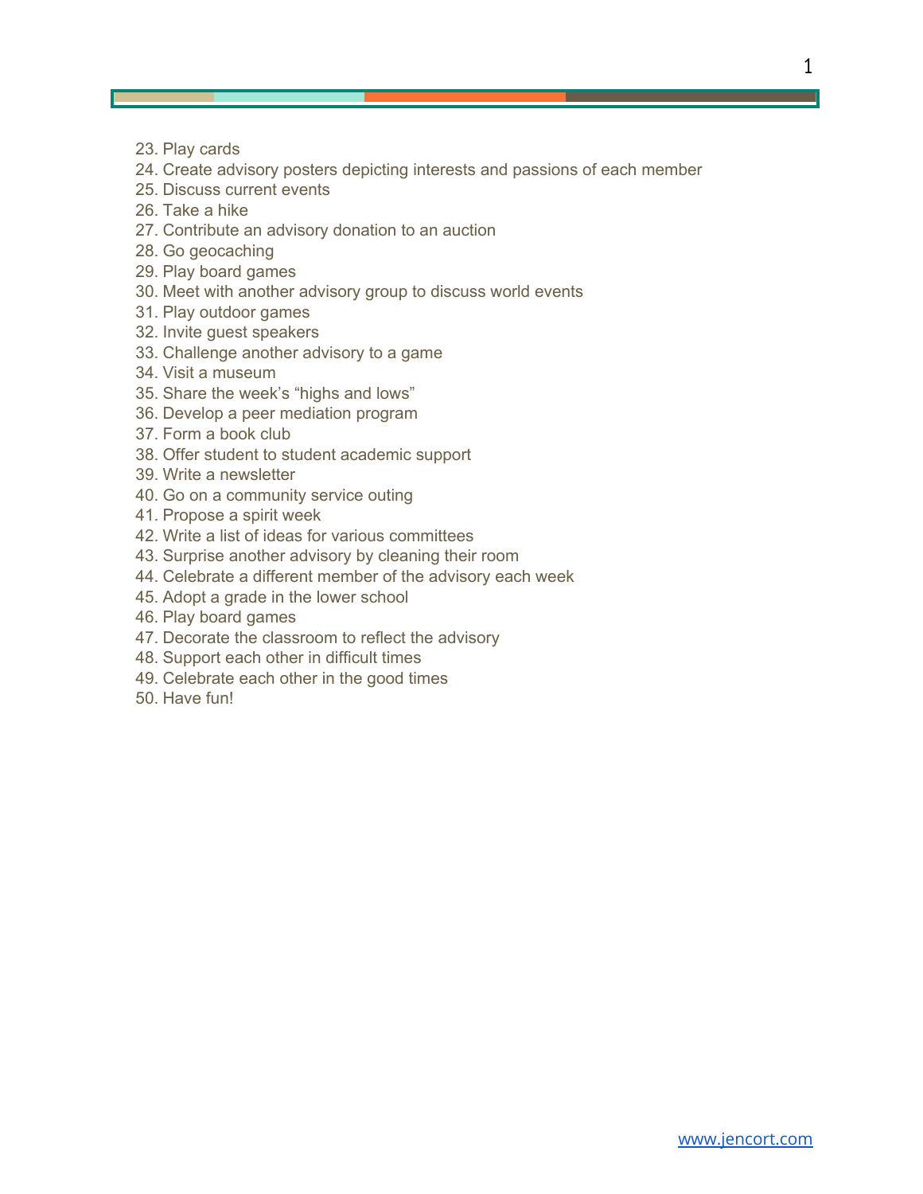23. Play cards
24. Create advisory posters depicting interests and passions of each member
25. Discuss current events
26. Take a hike
27. Contribute an advisory donation to an auction
28. Go geocaching
29. Play board games
30. Meet with another advisory group to discuss world events
31. Play outdoor games
32. Invite guest speakers
33. Challenge another advisory to a game
34. Visit a museum
35. Share the week's "highs and lows"
36. Develop a peer mediation program
37. Form a book club
38. Offer student to student academic support
39. Write a newsletter
40. Go on a community service outing
41. Propose a spirit week
42. Write a list of ideas for various committees
43. Surprise another advisory by cleaning their room
44. Celebrate a different member of the advisory each week
45. Adopt a grade in the lower school
46. Play board games
47. Decorate the classroom to reflect the advisory
48. Support each other in difficult times
49. Celebrate each other in the good times
50. Have fun!